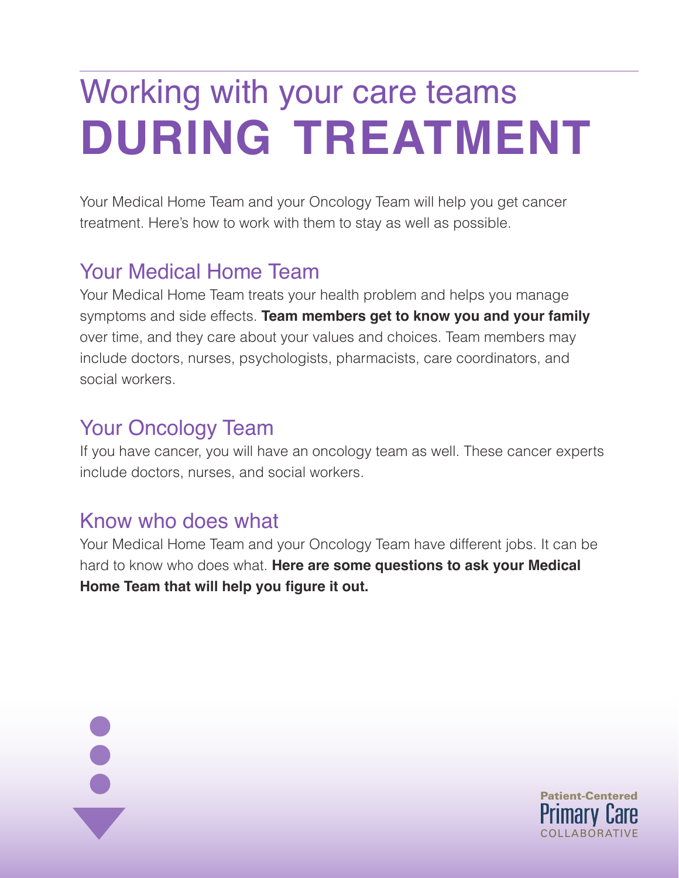# Working with your care teams DURING TREATMENT

Your Medical Home Team and your Oncology Team will help you get cancer treatment. Here's how to work with them to stay as well as possible.

## Your Medical Home Team

Your Medical Home Team treats your health problem and helps you manage symptoms and side effects. **Team members get to know you and your family** over time, and they care about your values and choices. Team members may include doctors, nurses, psychologists, pharmacists, care coordinators, and social workers.

## Your Oncology Team

If you have cancer, you will have an oncology team as well. These cancer experts include doctors, nurses, and social workers.

## Know who does what

Your Medical Home Team and your Oncology Team have different jobs. It can be hard to know who does what. **Here are some questions to ask your Medical Home Team that will help you figure it out.**

Patient-Centered Primary Care COLLABORATIVE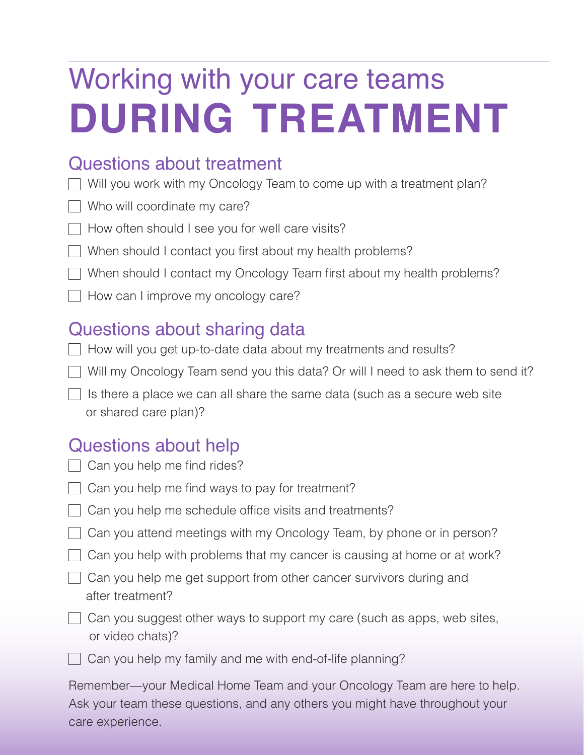# Working with your care teams **DURING TREATMENT**

## Questions about treatment

- [ ] Will you work with my Oncology Team to come up with a treatment plan?
- [ ] Who will coordinate my care?
- [ ] How often should I see you for well care visits?
- [ ] When should I contact you first about my health problems?
- [ ] When should I contact my Oncology Team first about my health problems?
- [ ] How can I improve my oncology care?

## Questions about sharing data

- [ ] How will you get up-to-date data about my treatments and results?
- [ ] Will my Oncology Team send you this data? Or will I need to ask them to send it?
- [ ] Is there a place we can all share the same data (such as a secure web site or shared care plan)?

## Questions about help

- [ ] Can you help me find rides?
- [ ] Can you help me find ways to pay for treatment?
- [ ] Can you help me schedule office visits and treatments?
- [ ] Can you attend meetings with my Oncology Team, by phone or in person?
- [ ] Can you help with problems that my cancer is causing at home or at work?
- [ ] Can you help me get support from other cancer survivors during and after treatment?
- [ ] Can you suggest other ways to support my care (such as apps, web sites, or video chats)?
- [ ] Can you help my family and me with end-of-life planning?

Remember—your Medical Home Team and your Oncology Team are here to help. Ask your team these questions, and any others you might have throughout your care experience.